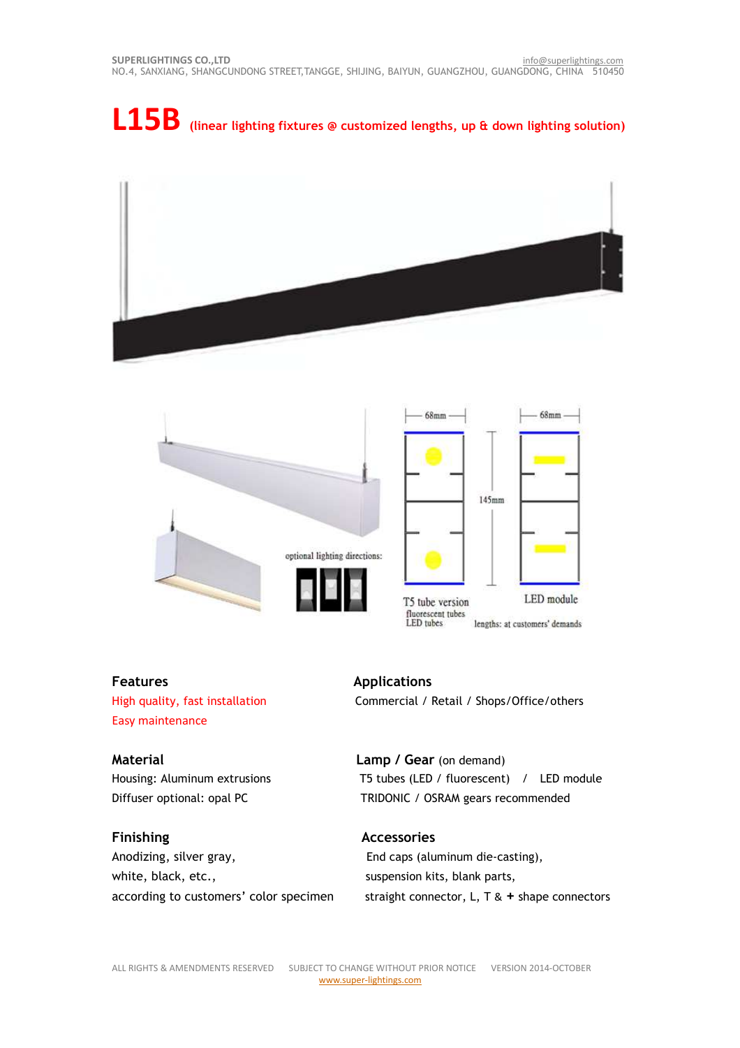SUPERLIGHTINGS CO.,LTD
NO.4, SANXIANG, SHANGCUNDONG STREET,TANGGE, SHIJING, BAIYUN, GUANGZHOU, GUANGDONG, CHINA 510450
info@superlightings.com

# L15B (linear lighting fixtures @ customized lengths, up & down lighting solution)

optional lighting directions:

68mm | 68mm | 145mm

T5 tube version
fluorescent tubes
LED tubes

LED module

lengths: at customers' demands

## Features

High quality, fast installation
Easy maintenance

## Applications

Commercial / Retail / Shops/Office/others

## Material

Housing: Aluminum extrusions
Diffuser optional: opal PC

## Lamp / Gear (on demand)

T5 tubes (LED / fluorescent) / LED module
TRIDONIC / OSRAM gears recommended

## Finishing

Anodizing, silver gray,
white, black, etc.,
according to customers' color specimen

## Accessories

End caps (aluminum die-casting),
suspension kits, blank parts,
straight connector, L, T & + shape connectors

ALL RIGHTS & AMENDMENTS RESERVED SUBJECT TO CHANGE WITHOUT PRIOR NOTICE VERSION 2014-OCTOBER
www.super-lightings.com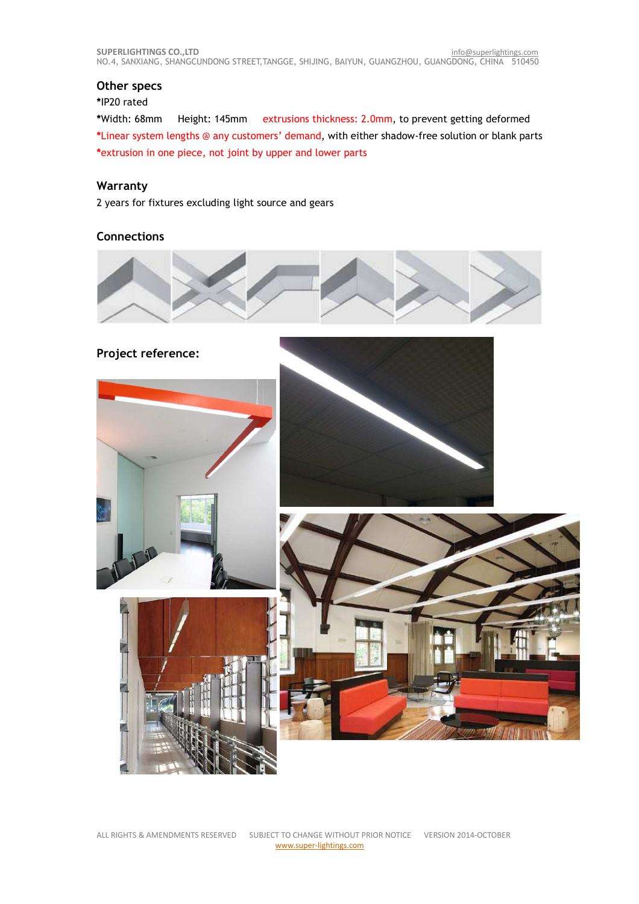## Other specs

*IP20 rated

*Width: 68mm Height: 145mm extrusions thickness: 2.0mm, to prevent getting deformed

*Linear system lengths @ any customers' demand, with either shadow-free solution or blank parts

*extrusion in one piece, not joint by upper and lower parts

## Warranty

2 years for fixtures excluding light source and gears

## Connections

## Project reference: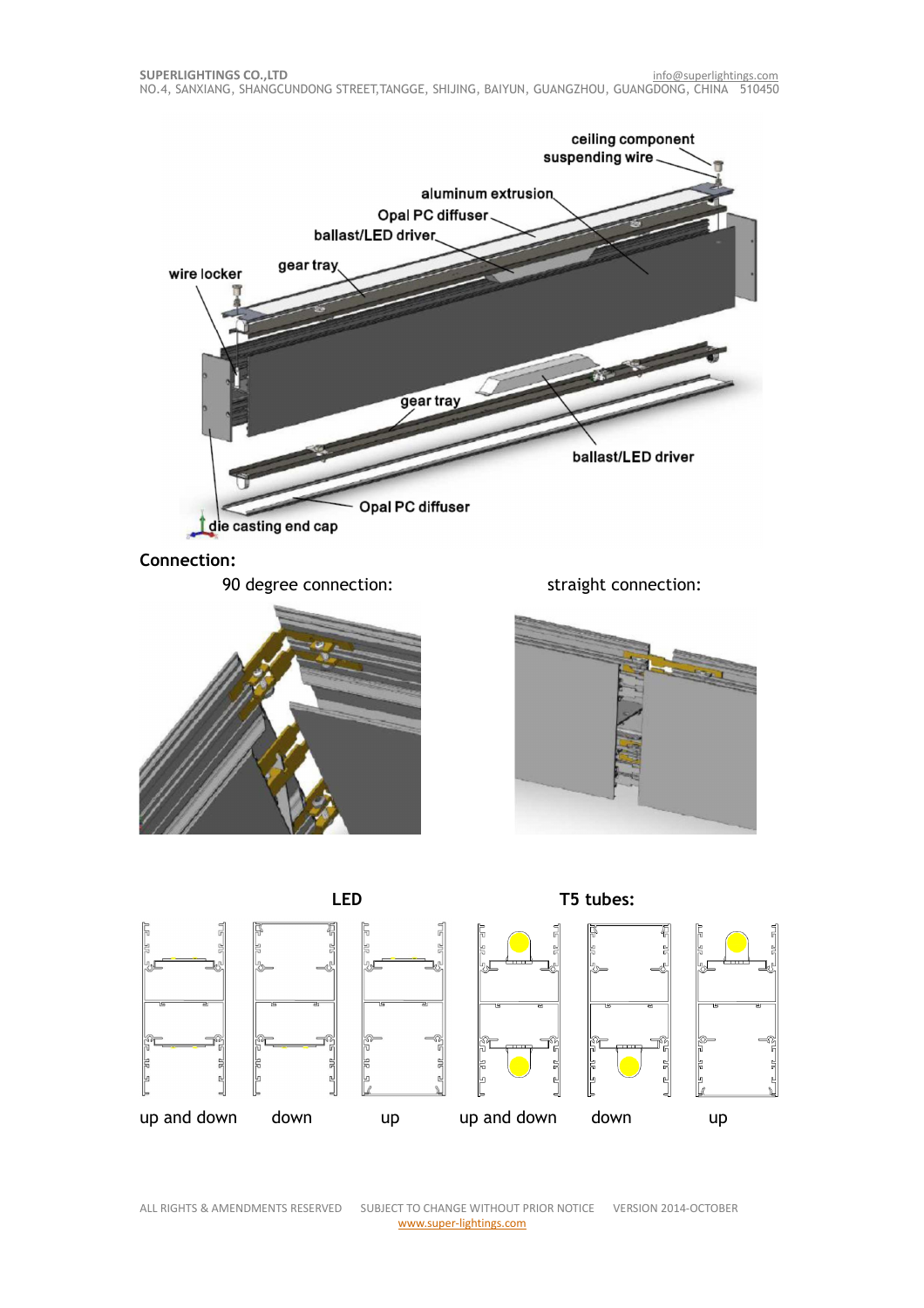**Connection:**

90 degree connection:

straight connection:

LED

T5 tubes:

up and down | down | up | up and down | down | up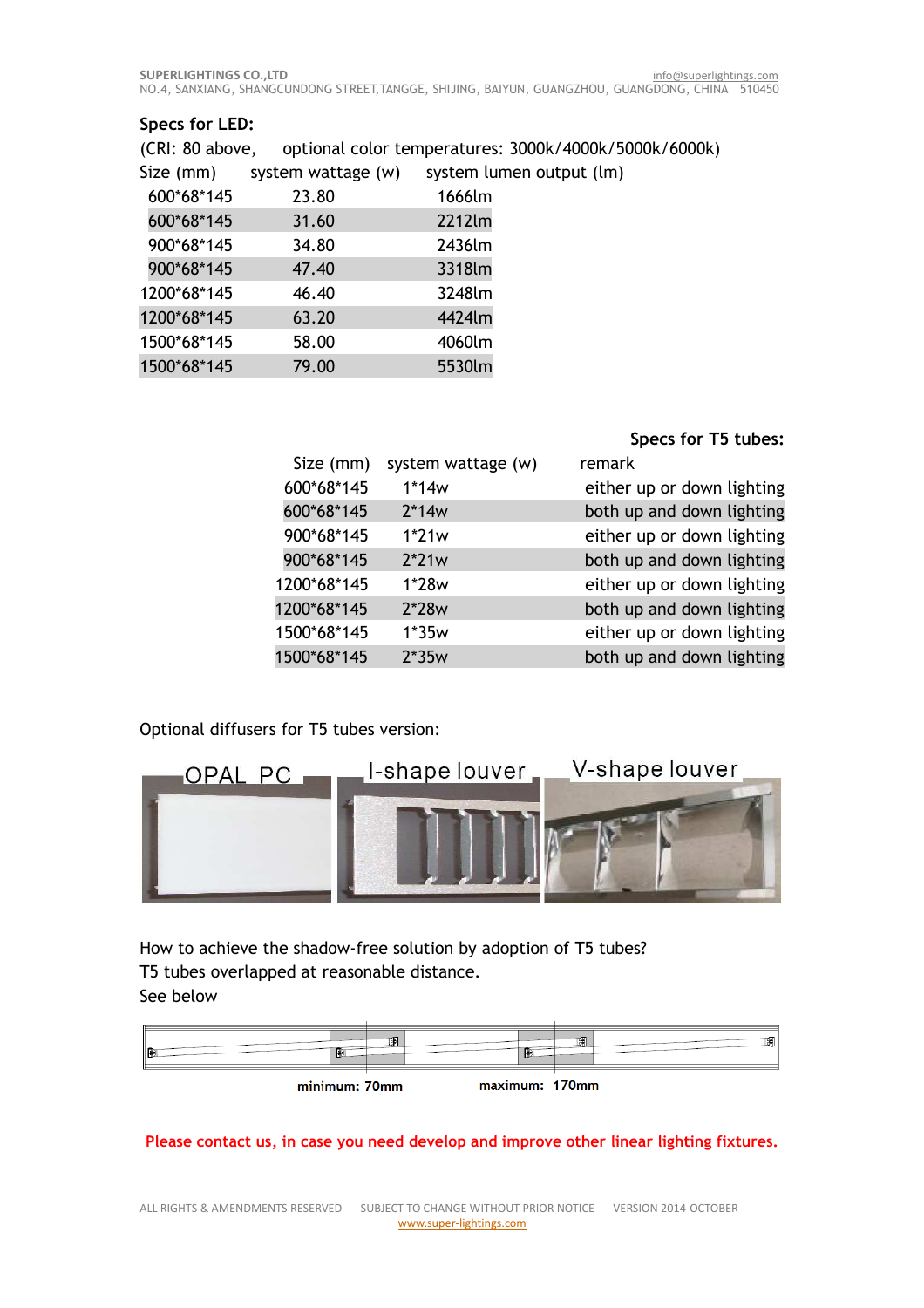## Specs for LED:

(CRI: 80 above, optional color temperatures: 3000k/4000k/5000k/6000k)

| Size (mm) | system wattage (w) | system lumen output (lm) |
|---|---|---|
| 600*68*145 | 23.80 | 1666lm |
| 600*68*145 | 31.60 | 2212lm |
| 900*68*145 | 34.80 | 2436lm |
| 900*68*145 | 47.40 | 3318lm |
| 1200*68*145 | 46.40 | 3248lm |
| 1200*68*145 | 63.20 | 4424lm |
| 1500*68*145 | 58.00 | 4060lm |
| 1500*68*145 | 79.00 | 5530lm |

## Specs for T5 tubes:

| Size (mm) | system wattage (w) | remark |
|---|---|---|
| 600*68*145 | 1*14w | either up or down lighting |
| 600*68*145 | 2*14w | both up and down lighting |
| 900*68*145 | 1*21w | either up or down lighting |
| 900*68*145 | 2*21w | both up and down lighting |
| 1200*68*145 | 1*28w | either up or down lighting |
| 1200*68*145 | 2*28w | both up and down lighting |
| 1500*68*145 | 1*35w | either up or down lighting |
| 1500*68*145 | 2*35w | both up and down lighting |

Optional diffusers for T5 tubes version:

OPAL PC

I-shape louver

V-shape louver

How to achieve the shadow-free solution by adoption of T5 tubes?

T5 tubes overlapped at reasonable distance.

See below

minimum: 70mm

maximum: 170mm

**Please contact us, in case you need develop and improve other linear lighting fixtures.**